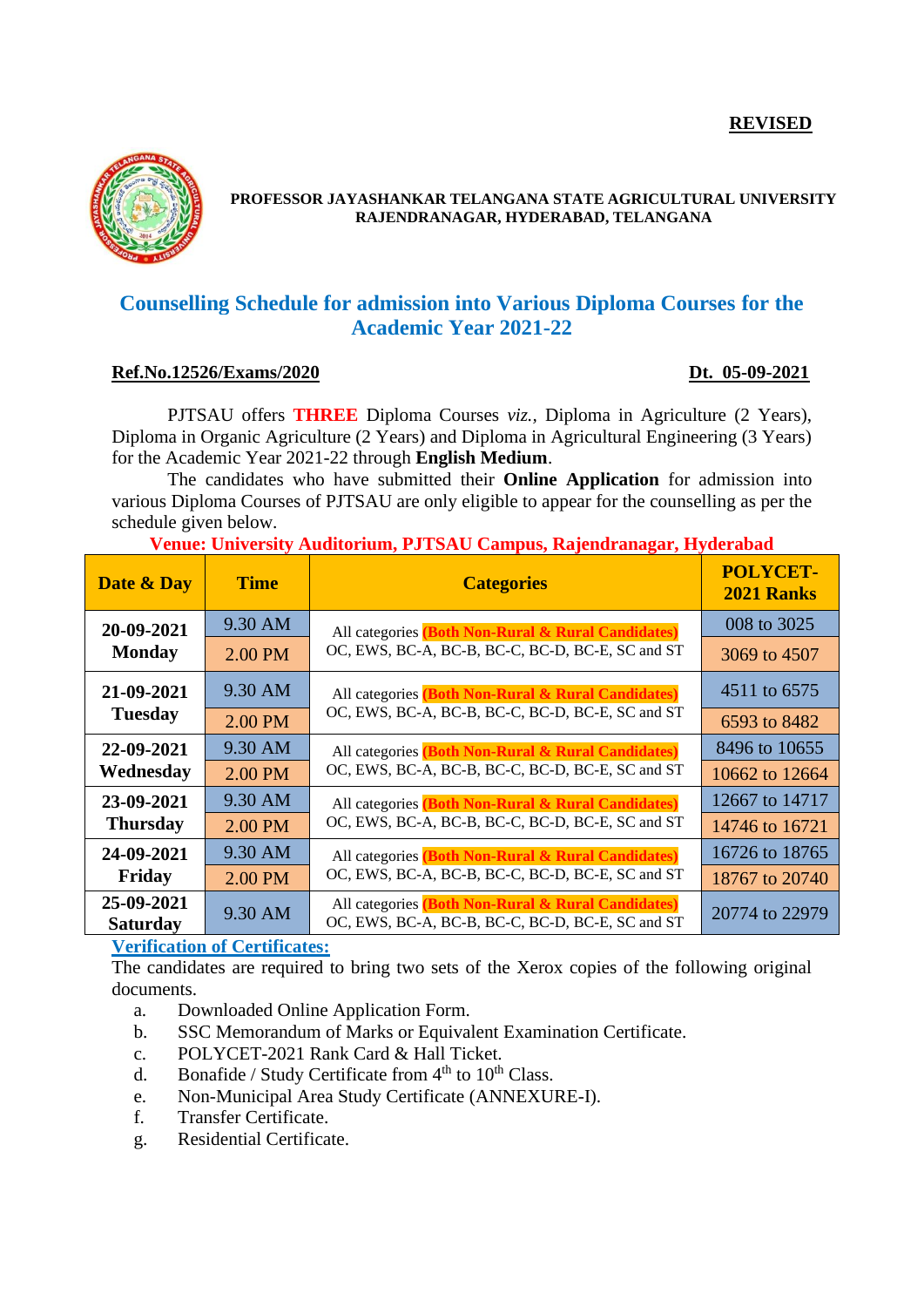**REVISED**

**PROFESSOR JAYASHANKAR TELANGANA STATE AGRICULTURAL UNIVERSITY**
**RAJENDRANAGAR, HYDERABAD, TELANGANA**

## Counselling Schedule for admission into Various Diploma Courses for the Academic Year 2021-22

**Ref.No.12526/Exams/2020** **Dt. 05-09-2021**

PJTSAU offers **THREE** Diploma Courses *viz.*, Diploma in Agriculture (2 Years), Diploma in Organic Agriculture (2 Years) and Diploma in Agricultural Engineering (3 Years) for the Academic Year 2021-22 through **English Medium**.

The candidates who have submitted their **Online Application** for admission into various Diploma Courses of PJTSAU are only eligible to appear for the counselling as per the schedule given below.

**Venue: University Auditorium, PJTSAU Campus, Rajendranagar, Hyderabad**

| Date & Day | Time | Categories | POLYCET-2021 Ranks |
|---|---|---|---|
| 20-09-2021 Monday | 9.30 AM | All categories **(Both Non-Rural & Rural Candidates)** OC, EWS, BC-A, BC-B, BC-C, BC-D, BC-E, SC and ST | 008 to 3025 |
| | 2.00 PM | | 3069 to 4507 |
| 21-09-2021 Tuesday | 9.30 AM | All categories **(Both Non-Rural & Rural Candidates)** OC, EWS, BC-A, BC-B, BC-C, BC-D, BC-E, SC and ST | 4511 to 6575 |
| | 2.00 PM | | 6593 to 8482 |
| 22-09-2021 Wednesday | 9.30 AM | All categories **(Both Non-Rural & Rural Candidates)** OC, EWS, BC-A, BC-B, BC-C, BC-D, BC-E, SC and ST | 8496 to 10655 |
| | 2.00 PM | | 10662 to 12664 |
| 23-09-2021 Thursday | 9.30 AM | All categories **(Both Non-Rural & Rural Candidates)** OC, EWS, BC-A, BC-B, BC-C, BC-D, BC-E, SC and ST | 12667 to 14717 |
| | 2.00 PM | | 14746 to 16721 |
| 24-09-2021 Friday | 9.30 AM | All categories **(Both Non-Rural & Rural Candidates)** OC, EWS, BC-A, BC-B, BC-C, BC-D, BC-E, SC and ST | 16726 to 18765 |
| | 2.00 PM | | 18767 to 20740 |
| 25-09-2021 Saturday | 9.30 AM | All categories **(Both Non-Rural & Rural Candidates)** OC, EWS, BC-A, BC-B, BC-C, BC-D, BC-E, SC and ST | 20774 to 22979 |

**Verification of Certificates:**

The candidates are required to bring two sets of the Xerox copies of the following original documents.

a. Downloaded Online Application Form.
b. SSC Memorandum of Marks or Equivalent Examination Certificate.
c. POLYCET-2021 Rank Card & Hall Ticket.
d. Bonafide / Study Certificate from 4th to 10th Class.
e. Non-Municipal Area Study Certificate (ANNEXURE-I).
f. Transfer Certificate.
g. Residential Certificate.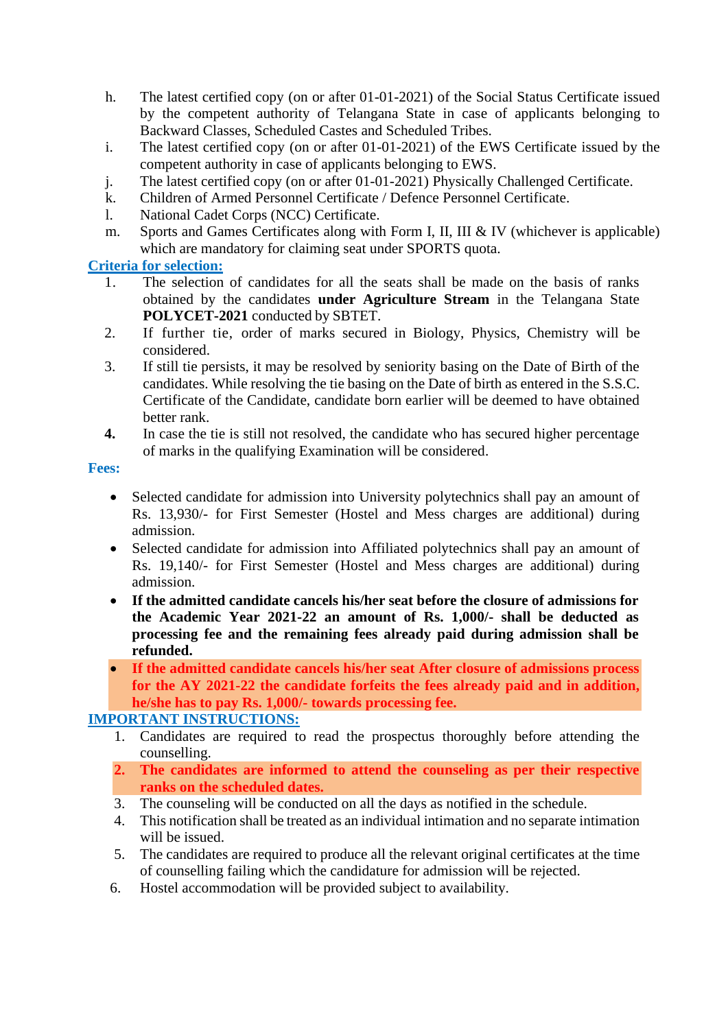h. The latest certified copy (on or after 01-01-2021) of the Social Status Certificate issued by the competent authority of Telangana State in case of applicants belonging to Backward Classes, Scheduled Castes and Scheduled Tribes.
i. The latest certified copy (on or after 01-01-2021) of the EWS Certificate issued by the competent authority in case of applicants belonging to EWS.
j. The latest certified copy (on or after 01-01-2021) Physically Challenged Certificate.
k. Children of Armed Personnel Certificate / Defence Personnel Certificate.
l. National Cadet Corps (NCC) Certificate.
m. Sports and Games Certificates along with Form I, II, III & IV (whichever is applicable) which are mandatory for claiming seat under SPORTS quota.

## Criteria for selection:

1. The selection of candidates for all the seats shall be made on the basis of ranks obtained by the candidates **under Agriculture Stream** in the Telangana State **POLYCET-2021** conducted by SBTET.
2. If further tie, order of marks secured in Biology, Physics, Chemistry will be considered.
3. If still tie persists, it may be resolved by seniority basing on the Date of Birth of the candidates. While resolving the tie basing on the Date of birth as entered in the S.S.C. Certificate of the Candidate, candidate born earlier will be deemed to have obtained better rank.
4. In case the tie is still not resolved, the candidate who has secured higher percentage of marks in the qualifying Examination will be considered.

## Fees:

- Selected candidate for admission into University polytechnics shall pay an amount of Rs. 13,930/- for First Semester (Hostel and Mess charges are additional) during admission.
- Selected candidate for admission into Affiliated polytechnics shall pay an amount of Rs. 19,140/- for First Semester (Hostel and Mess charges are additional) during admission.
- **If the admitted candidate cancels his/her seat before the closure of admissions for the Academic Year 2021-22 an amount of Rs. 1,000/- shall be deducted as processing fee and the remaining fees already paid during admission shall be refunded.**
- **If the admitted candidate cancels his/her seat After closure of admissions process for the AY 2021-22 the candidate forfeits the fees already paid and in addition, he/she has to pay Rs. 1,000/- towards processing fee.**

## IMPORTANT INSTRUCTIONS:

1. Candidates are required to read the prospectus thoroughly before attending the counselling.
2. **The candidates are informed to attend the counseling as per their respective ranks on the scheduled dates.**
3. The counseling will be conducted on all the days as notified in the schedule.
4. This notification shall be treated as an individual intimation and no separate intimation will be issued.
5. The candidates are required to produce all the relevant original certificates at the time of counselling failing which the candidature for admission will be rejected.
6. Hostel accommodation will be provided subject to availability.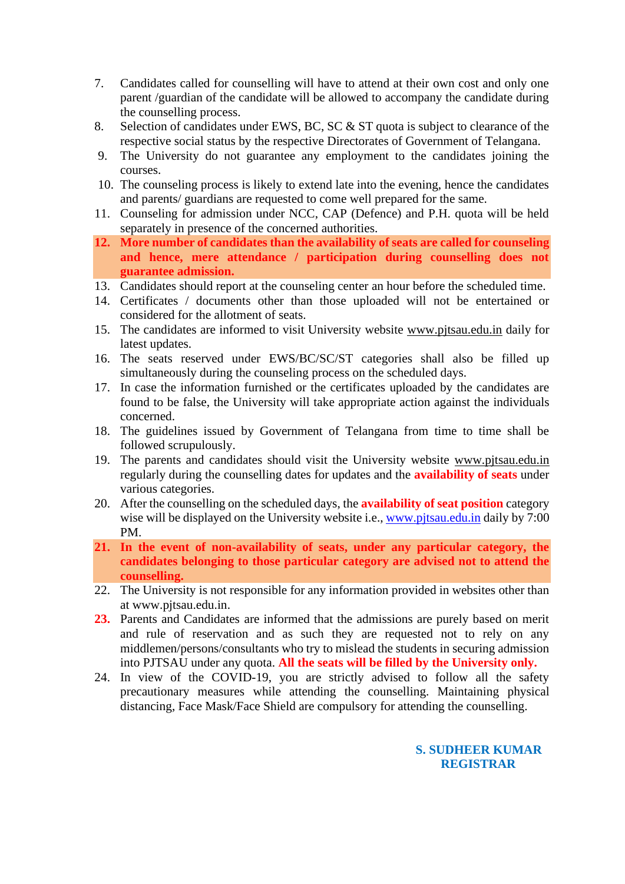7. Candidates called for counselling will have to attend at their own cost and only one parent /guardian of the candidate will be allowed to accompany the candidate during the counselling process.
8. Selection of candidates under EWS, BC, SC & ST quota is subject to clearance of the respective social status by the respective Directorates of Government of Telangana.
9. The University do not guarantee any employment to the candidates joining the courses.
10. The counseling process is likely to extend late into the evening, hence the candidates and parents/ guardians are requested to come well prepared for the same.
11. Counseling for admission under NCC, CAP (Defence) and P.H. quota will be held separately in presence of the concerned authorities.
12. **More number of candidates than the availability of seats are called for counseling and hence, mere attendance / participation during counselling does not guarantee admission.**
13. Candidates should report at the counseling center an hour before the scheduled time.
14. Certificates / documents other than those uploaded will not be entertained or considered for the allotment of seats.
15. The candidates are informed to visit University website www.pjtsau.edu.in daily for latest updates.
16. The seats reserved under EWS/BC/SC/ST categories shall also be filled up simultaneously during the counseling process on the scheduled days.
17. In case the information furnished or the certificates uploaded by the candidates are found to be false, the University will take appropriate action against the individuals concerned.
18. The guidelines issued by Government of Telangana from time to time shall be followed scrupulously.
19. The parents and candidates should visit the University website www.pjtsau.edu.in regularly during the counselling dates for updates and the **availability of seats** under various categories.
20. After the counselling on the scheduled days, the **availability of seat position** category wise will be displayed on the University website i.e., www.pjtsau.edu.in daily by 7:00 PM.
21. **In the event of non-availability of seats, under any particular category, the candidates belonging to those particular category are advised not to attend the counselling.**
22. The University is not responsible for any information provided in websites other than at www.pjtsau.edu.in.
23. Parents and Candidates are informed that the admissions are purely based on merit and rule of reservation and as such they are requested not to rely on any middlemen/persons/consultants who try to mislead the students in securing admission into PJTSAU under any quota. **All the seats will be filled by the University only.**
24. In view of the COVID-19, you are strictly advised to follow all the safety precautionary measures while attending the counselling. Maintaining physical distancing, Face Mask/Face Shield are compulsory for attending the counselling.

**S. SUDHEER KUMAR**
**REGISTRAR**